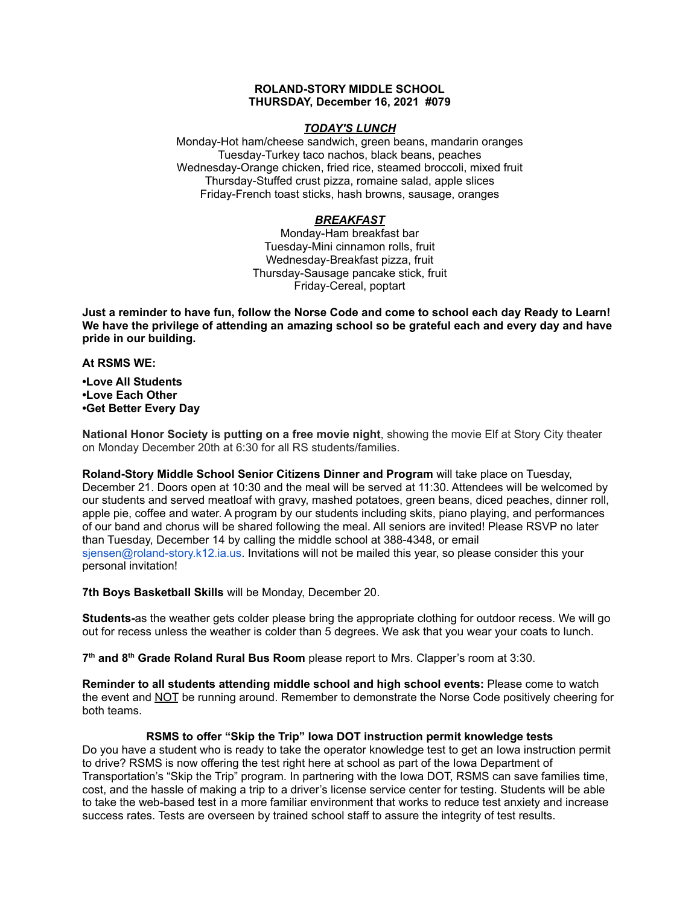**ROLAND-STORY MIDDLE SCHOOL**
**THURSDAY, December 16, 2021 #079**

***TODAY'S LUNCH***

Monday-Hot ham/cheese sandwich, green beans, mandarin oranges
Tuesday-Turkey taco nachos, black beans, peaches
Wednesday-Orange chicken, fried rice, steamed broccoli, mixed fruit
Thursday-Stuffed crust pizza, romaine salad, apple slices
Friday-French toast sticks, hash browns, sausage, oranges

***BREAKFAST***

Monday-Ham breakfast bar
Tuesday-Mini cinnamon rolls, fruit
Wednesday-Breakfast pizza, fruit
Thursday-Sausage pancake stick, fruit
Friday-Cereal, poptart

**Just a reminder to have fun, follow the Norse Code and come to school each day Ready to Learn! We have the privilege of attending an amazing school so be grateful each and every day and have pride in our building.**

**At RSMS WE:**

**•Love All Students**
**•Love Each Other**
**•Get Better Every Day**

**National Honor Society is putting on a free movie night**, showing the movie Elf at Story City theater on Monday December 20th at 6:30 for all RS students/families.

**Roland-Story Middle School Senior Citizens Dinner and Program** will take place on Tuesday, December 21. Doors open at 10:30 and the meal will be served at 11:30. Attendees will be welcomed by our students and served meatloaf with gravy, mashed potatoes, green beans, diced peaches, dinner roll, apple pie, coffee and water. A program by our students including skits, piano playing, and performances of our band and chorus will be shared following the meal. All seniors are invited! Please RSVP no later than Tuesday, December 14 by calling the middle school at 388-4348, or email sjensen@roland-story.k12.ia.us. Invitations will not be mailed this year, so please consider this your personal invitation!

**7th Boys Basketball Skills** will be Monday, December 20.

**Students-**as the weather gets colder please bring the appropriate clothing for outdoor recess. We will go out for recess unless the weather is colder than 5 degrees. We ask that you wear your coats to lunch.

**7th and 8th Grade Roland Rural Bus Room** please report to Mrs. Clapper's room at 3:30.

**Reminder to all students attending middle school and high school events:** Please come to watch the event and NOT be running around. Remember to demonstrate the Norse Code positively cheering for both teams.

**RSMS to offer "Skip the Trip" Iowa DOT instruction permit knowledge tests**

Do you have a student who is ready to take the operator knowledge test to get an Iowa instruction permit to drive? RSMS is now offering the test right here at school as part of the Iowa Department of Transportation's "Skip the Trip" program. In partnering with the Iowa DOT, RSMS can save families time, cost, and the hassle of making a trip to a driver's license service center for testing. Students will be able to take the web-based test in a more familiar environment that works to reduce test anxiety and increase success rates. Tests are overseen by trained school staff to assure the integrity of test results.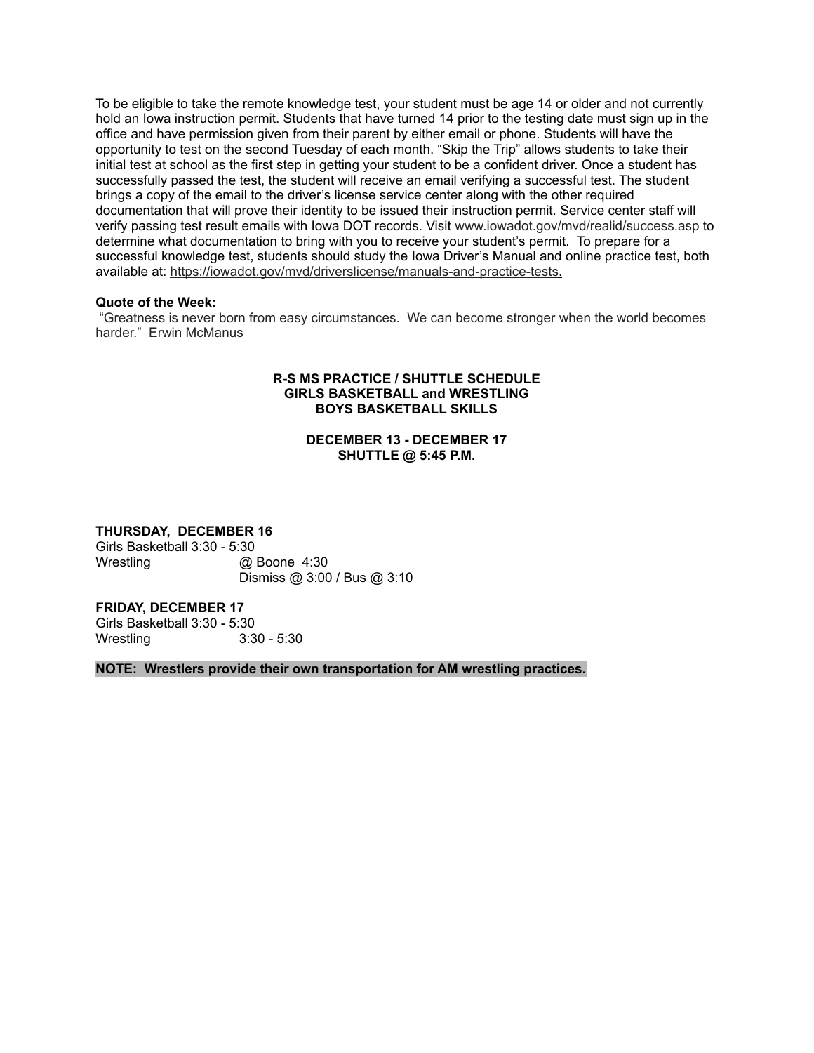To be eligible to take the remote knowledge test, your student must be age 14 or older and not currently hold an Iowa instruction permit. Students that have turned 14 prior to the testing date must sign up in the office and have permission given from their parent by either email or phone. Students will have the opportunity to test on the second Tuesday of each month. "Skip the Trip" allows students to take their initial test at school as the first step in getting your student to be a confident driver. Once a student has successfully passed the test, the student will receive an email verifying a successful test. The student brings a copy of the email to the driver's license service center along with the other required documentation that will prove their identity to be issued their instruction permit. Service center staff will verify passing test result emails with Iowa DOT records. Visit www.iowadot.gov/mvd/realid/success.asp to determine what documentation to bring with you to receive your student's permit. To prepare for a successful knowledge test, students should study the Iowa Driver's Manual and online practice test, both available at: https://iowadot.gov/mvd/driverslicense/manuals-and-practice-tests.

**Quote of the Week:**
"Greatness is never born from easy circumstances. We can become stronger when the world becomes harder." Erwin McManus

**R-S MS PRACTICE / SHUTTLE SCHEDULE**
**GIRLS BASKETBALL and WRESTLING**
**BOYS BASKETBALL SKILLS**

**DECEMBER 13 - DECEMBER 17**
**SHUTTLE @ 5:45 P.M.**

**THURSDAY, DECEMBER 16**
Girls Basketball 3:30 - 5:30
Wrestling @ Boone 4:30
Dismiss @ 3:00 / Bus @ 3:10

**FRIDAY, DECEMBER 17**
Girls Basketball 3:30 - 5:30
Wrestling 3:30 - 5:30

**NOTE: Wrestlers provide their own transportation for AM wrestling practices.**